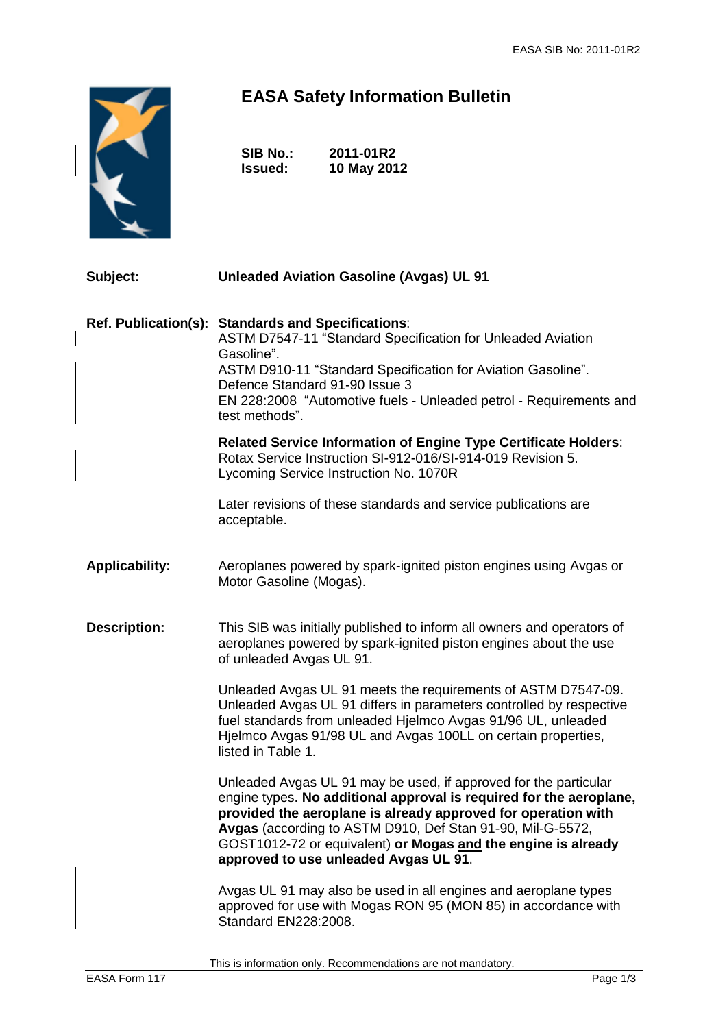# EASA Safety Information Bulletin

**SIB No.:** **2011-01R2**
**Issued:** **10 May 2012**

| | |
|---|---|
| **Subject:** | **Unleaded Aviation Gasoline (Avgas) UL 91** |
| **Ref. Publication(s):** | **Standards and Specifications**:<br>ASTM D7547-11 "Standard Specification for Unleaded Aviation Gasoline".<br>ASTM D910-11 "Standard Specification for Aviation Gasoline".<br>Defence Standard 91-90 Issue 3<br>EN 228:2008 "Automotive fuels - Unleaded petrol - Requirements and test methods".<br><br>**Related Service Information of Engine Type Certificate Holders**:<br>Rotax Service Instruction SI-912-016/SI-914-019 Revision 5.<br>Lycoming Service Instruction No. 1070R<br><br>Later revisions of these standards and service publications are acceptable. |
| **Applicability:** | Aeroplanes powered by spark-ignited piston engines using Avgas or Motor Gasoline (Mogas). |
| **Description:** | This SIB was initially published to inform all owners and operators of aeroplanes powered by spark-ignited piston engines about the use of unleaded Avgas UL 91.<br><br>Unleaded Avgas UL 91 meets the requirements of ASTM D7547-09. Unleaded Avgas UL 91 differs in parameters controlled by respective fuel standards from unleaded Hjelmco Avgas 91/96 UL, unleaded Hjelmco Avgas 91/98 UL and Avgas 100LL on certain properties, listed in Table 1.<br><br>Unleaded Avgas UL 91 may be used, if approved for the particular engine types. **No additional approval is required for the aeroplane, provided the aeroplane is already approved for operation with Avgas** (according to ASTM D910, Def Stan 91-90, Mil-G-5572, GOST1012-72 or equivalent) **or Mogas <u>and</u> the engine is already approved to use unleaded Avgas UL 91**.<br><br>Avgas UL 91 may also be used in all engines and aeroplane types approved for use with Mogas RON 95 (MON 85) in accordance with Standard EN228:2008. |

This is information only. Recommendations are not mandatory.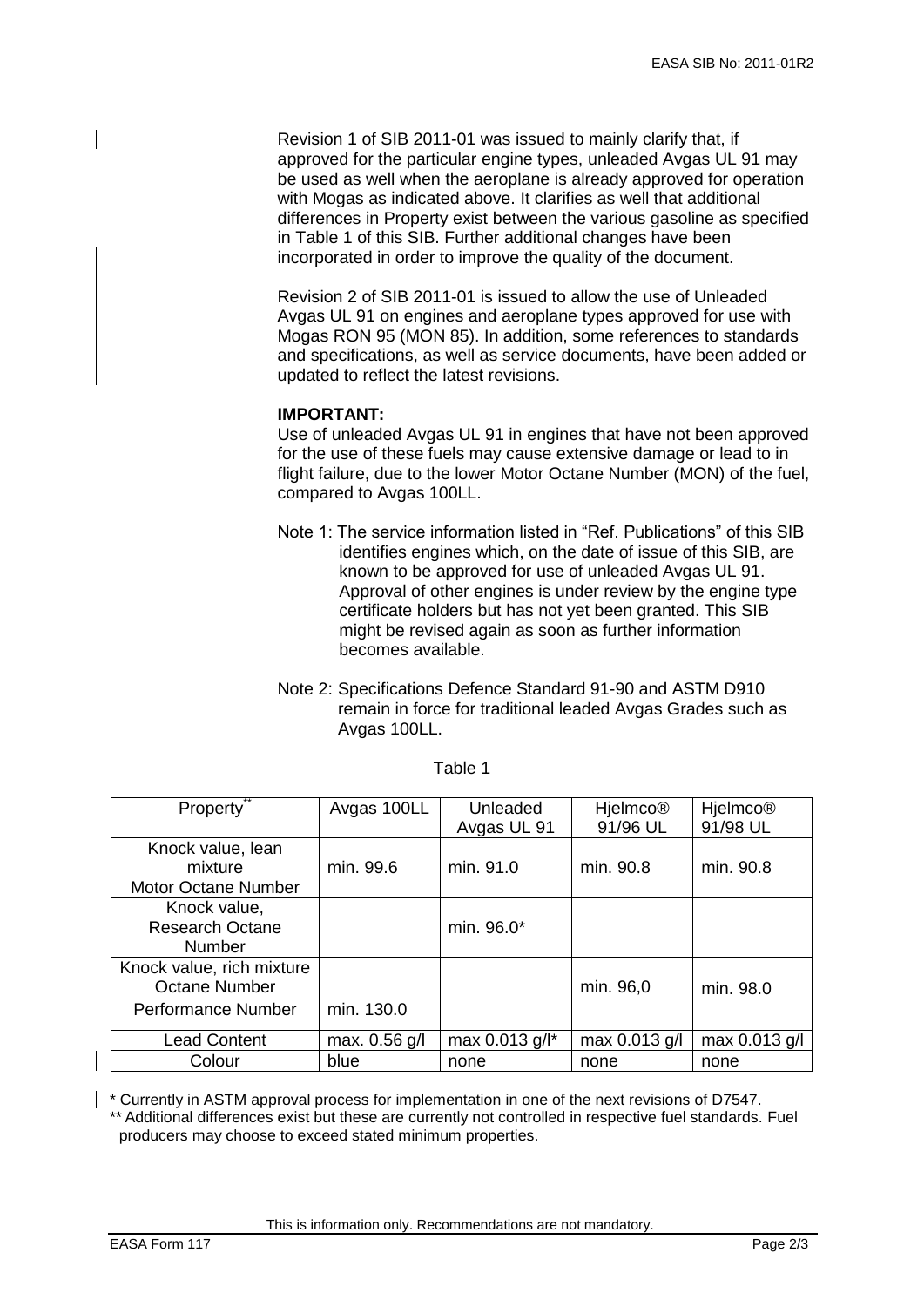Revision 1 of SIB 2011-01 was issued to mainly clarify that, if approved for the particular engine types, unleaded Avgas UL 91 may be used as well when the aeroplane is already approved for operation with Mogas as indicated above. It clarifies as well that additional differences in Property exist between the various gasoline as specified in Table 1 of this SIB. Further additional changes have been incorporated in order to improve the quality of the document.

Revision 2 of SIB 2011-01 is issued to allow the use of Unleaded Avgas UL 91 on engines and aeroplane types approved for use with Mogas RON 95 (MON 85). In addition, some references to standards and specifications, as well as service documents, have been added or updated to reflect the latest revisions.

**IMPORTANT:**

Use of unleaded Avgas UL 91 in engines that have not been approved for the use of these fuels may cause extensive damage or lead to in flight failure, due to the lower Motor Octane Number (MON) of the fuel, compared to Avgas 100LL.

Note 1: The service information listed in “Ref. Publications” of this SIB identifies engines which, on the date of issue of this SIB, are known to be approved for use of unleaded Avgas UL 91. Approval of other engines is under review by the engine type certificate holders but has not yet been granted. This SIB might be revised again as soon as further information becomes available.

Note 2: Specifications Defence Standard 91-90 and ASTM D910 remain in force for traditional leaded Avgas Grades such as Avgas 100LL.

Table 1

| Property** | Avgas 100LL | Unleaded Avgas UL 91 | Hjelmco® 91/96 UL | Hjelmco® 91/98 UL |
|---|---|---|---|---|
| Knock value, lean mixture Motor Octane Number | min. 99.6 | min. 91.0 | min. 90.8 | min. 90.8 |
| Knock value, Research Octane Number | | min. 96.0* | | |
| Knock value, rich mixture Octane Number | | | min. 96,0 | min. 98.0 |
| Performance Number | min. 130.0 | | | |
| Lead Content | max. 0.56 g/l | max 0.013 g/l* | max 0.013 g/l | max 0.013 g/l |
| Colour | blue | none | none | none |

\* Currently in ASTM approval process for implementation in one of the next revisions of D7547.

** Additional differences exist but these are currently not controlled in respective fuel standards. Fuel producers may choose to exceed stated minimum properties.

This is information only. Recommendations are not mandatory.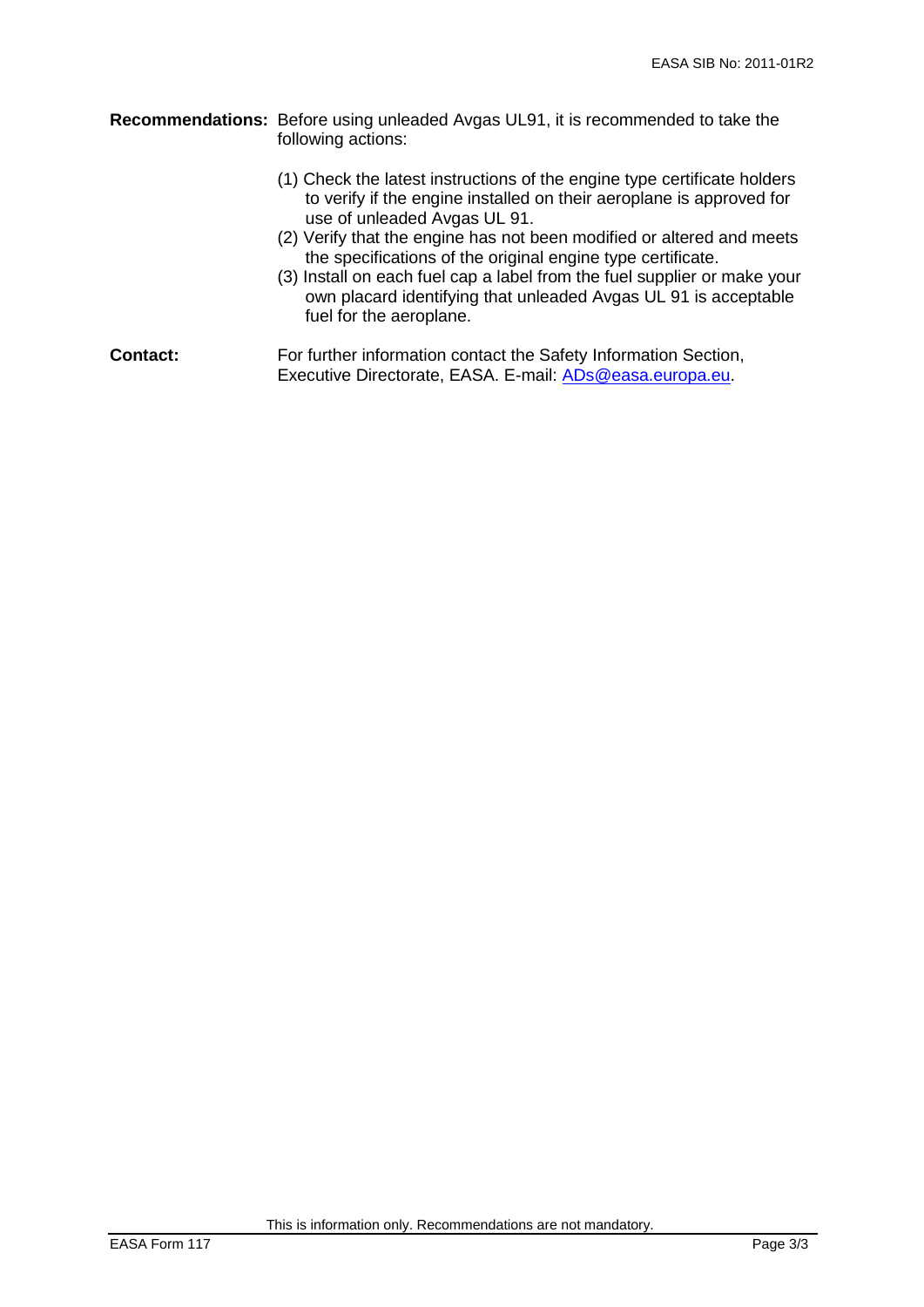**Recommendations:** Before using unleaded Avgas UL91, it is recommended to take the following actions:

(1) Check the latest instructions of the engine type certificate holders to verify if the engine installed on their aeroplane is approved for use of unleaded Avgas UL 91.
(2) Verify that the engine has not been modified or altered and meets the specifications of the original engine type certificate.
(3) Install on each fuel cap a label from the fuel supplier or make your own placard identifying that unleaded Avgas UL 91 is acceptable fuel for the aeroplane.

**Contact:** For further information contact the Safety Information Section, Executive Directorate, EASA. E-mail: ADs@easa.europa.eu.

This is information only. Recommendations are not mandatory.